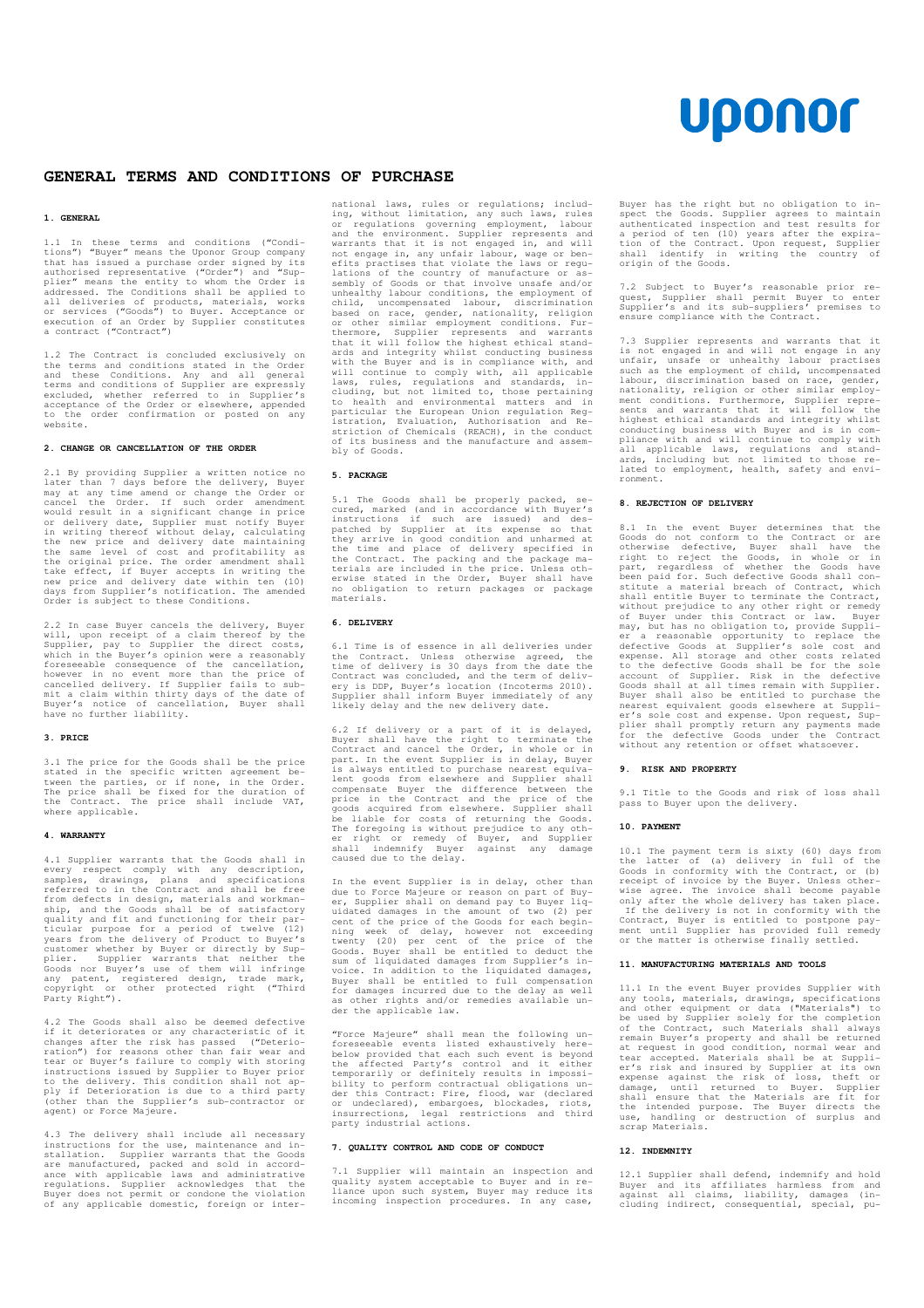uponor

# GENERAL TERMS AND CONDITIONS OF PURCHASE

## 1. GENERAL

1.1 In these terms and conditions ("Conditions") "Buyer" means the Uponor Group company that has issued a purchase order signed by its authorised representative ("Order") and "Supplier" means the entity to whom the Order is addressed. The Conditions shall be applied to all deliveries of products, materials, works or services ("Goods") to Buyer. Acceptance or execution of an Order by Supplier constitutes a contract ("Contract")

1.2 The Contract is concluded exclusively on the terms and conditions stated in the Order and these Conditions. Any and all general terms and conditions of Supplier are expressly excluded, whether referred to in Supplier's acceptance of the Order or elsewhere, appended to the order confirmation or posted on any website.

## 2. CHANGE OR CANCELLATION OF THE ORDER

2.1 By providing Supplier a written notice no later than 7 days before the delivery, Buyer may at any time amend or change the Order or cancel the Order. If such order amendment would result in a significant change in price or delivery date, Supplier must notify Buyer in writing thereof without delay, calculating the new price and delivery date maintaining the same level of cost and profitability as the original price. The order amendment shall take effect, if Buyer accepts in writing the new price and delivery date within ten (10) days from Supplier's notification. The amended Order is subject to these Conditions.

2.2 In case Buyer cancels the delivery, Buyer will, upon receipt of a claim thereof by the Supplier, pay to Supplier the direct costs, which in the Buyer's opinion were a reasonably foreseeable consequence of the cancellation, however in no event more than the price of cancelled delivery. If Supplier fails to submit a claim within thirty days of the date of Buyer's notice of cancellation, Buyer shall have no further liability.

## 3. PRICE

3.1 The price for the Goods shall be the price stated in the specific written agreement between the parties, or if none, in the Order. The price shall be fixed for the duration of the Contract. The price shall include VAT, where applicable.

## 4. WARRANTY

4.1 Supplier warrants that the Goods shall in every respect comply with any description, samples, drawings, plans and specifications referred to in the Contract and shall be free from defects in design, materials and workmanship, and the Goods shall be of satisfactory quality and fit and functioning for their particular purpose for a period of twelve (12) years from the delivery of Product to Buyer's customer whether by Buyer or directly by Supplier. Supplier warrants that neither the Goods nor Buyer's use of them will infringe any patent, registered design, trade mark, copyright or other protected right ("Third Party Right").

4.2 The Goods shall also be deemed defective if it deteriorates or any characteristic of it changes after the risk has passed ("Deterioration") for reasons other than fair wear and tear or Buyer's failure to comply with storing instructions issued by Supplier to Buyer prior to the delivery. This condition shall not apply if Deterioration is due to a third party (other than the Supplier's sub-contractor or agent) or Force Majeure.

4.3 The delivery shall include all necessary instructions for the use, maintenance and installation. Supplier warrants that the Goods are manufactured, packed and sold in accordance with applicable laws and administrative regulations. Supplier acknowledges that the Buyer does not permit or condone the violation of any applicable domestic, foreign or international laws, rules or regulations; including, without limitation, any such laws, rules or regulations governing employment, labour and the environment. Supplier represents and warrants that it is not engaged in, and will not engage in, any unfair labour, wage or benefits practises that violate the laws or regulations of the country of manufacture or assembly of Goods or that involve unsafe and/or unhealthy labour conditions, the employment of child, uncompensated labour, discrimination based on race, gender, nationality, religion or other similar employment conditions. Furthermore, Supplier represents and warrants that it will follow the highest ethical standards and integrity whilst conducting business with the Buyer and is in compliance with, and will continue to comply with, all applicable laws, rules, regulations and standards, including, but not limited to, those pertaining to health and environmental matters and in particular the European Union regulation Registration, Evaluation, Authorisation and Restriction of Chemicals (REACH), in the conduct of its business and the manufacture and assembly of Goods.

## 5. PACKAGE

5.1 The Goods shall be properly packed, secured, marked (and in accordance with Buyer's instructions if such are issued) and despatched by Supplier at its expense so that they arrive in good condition and unharmed at the time and place of delivery specified in the Contract. The packing and the package materials are included in the price. Unless otherwise stated in the Order, Buyer shall have no obligation to return packages or package materials.

## 6. DELIVERY

6.1 Time is of essence in all deliveries under the Contract. Unless otherwise agreed, the time of delivery is 30 days from the date the Contract was concluded, and the term of delivery is DDP, Buyer's location (Incoterms 2010). Supplier shall inform Buyer immediately of any likely delay and the new delivery date.

6.2 If delivery or a part of it is delayed, Buyer shall have the right to terminate the Contract and cancel the Order, in whole or in part. In the event Supplier is in delay, Buyer is always entitled to purchase nearest equivalent goods from elsewhere and Supplier shall compensate Buyer the difference between the price in the Contract and the price of the goods acquired from elsewhere. Supplier shall be liable for costs of returning the Goods. The foregoing is without prejudice to any other right or remedy of Buyer, and Supplier shall indemnify Buyer against any damage caused due to the delay.

In the event Supplier is in delay, other than due to Force Majeure or reason on part of Buyer, Supplier shall on demand pay to Buyer liquidated damages in the amount of two (2) per cent of the price of the Goods for each beginning week of delay, however not exceeding twenty (20) per cent of the price of the Goods. Buyer shall be entitled to deduct the sum of liquidated damages from Supplier's invoice. In addition to the liquidated damages, Buyer shall be entitled to full compensation for damages incurred due to the delay as well as other rights and/or remedies available under the applicable law.

"Force Majeure" shall mean the following unforeseeable events listed exhaustively hereinbelow provided that each such event is beyond the affected Party's control and it either temporarily or definitely results in impossibility to perform contractual obligations under this Contract: Fire, flood, war (declared or undeclared), embargoes, blockades, riots, insurrections, legal restrictions and third party industrial actions.

## 7. QUALITY CONTROL AND CODE OF CONDUCT

7.1 Supplier will maintain an inspection and quality system acceptable to Buyer and in reliance upon such system, Buyer may reduce its incoming inspection procedures. In any case, Buyer has the right but no obligation to inspect the Goods. Supplier agrees to maintain authenticated inspection and test results for a period of ten (10) years after the expiration of the Contract. Upon request, Supplier shall identify in writing the country of origin of the Goods.

7.2 Subject to Buyer's reasonable prior request, Supplier shall permit Buyer to enter Supplier's and its sub-suppliers' premises to ensure compliance with the Contract.

7.3 Supplier represents and warrants that it is not engaged in and will not engage in any unfair, unsafe or unhealthy labour practises such as the employment of child, uncompensated labour, discrimination based on race, gender, nationality, religion or other similar employment conditions. Furthermore, Supplier represents and warrants that it will follow the highest ethical standards and integrity whilst conducting business with Buyer and is in compliance with and will continue to comply with all applicable laws, regulations and standards, including but not limited to those related to employment, health, safety and environment.

## 8. REJECTION OF DELIVERY

8.1 In the event Buyer determines that the Goods do not conform to the Contract or are otherwise defective, Buyer shall have the right to reject the Goods, in whole or in part, regardless of whether the Goods have been paid for. Such defective Goods shall constitute a material breach of Contract, which shall entitle Buyer to terminate the Contract, without prejudice to any other right or remedy of Buyer under this Contract or law. Buyer may, but has no obligation to, provide Supplier a reasonable opportunity to replace the defective Goods at Supplier's sole cost and expense. All storage and other costs related to the defective Goods shall be for the sole account of Supplier. Risk in the defective Goods shall at all times remain with Supplier. Buyer shall also be entitled to purchase the nearest equivalent goods elsewhere at Supplier's sole cost and expense. Upon request, Supplier shall promptly return any payments made for the defective Goods under the Contract without any retention or offset whatsoever.

## 9. RISK AND PROPERTY

9.1 Title to the Goods and risk of loss shall pass to Buyer upon the delivery.

## 10. PAYMENT

10.1 The payment term is sixty (60) days from the latter of (a) delivery in full of the Goods in conformity with the Contract, or (b) receipt of invoice by the Buyer. Unless otherwise agree. The invoice shall become payable only after the whole delivery has taken place. If the delivery is not in conformity with the Contract, Buyer is entitled to postpone payment until Supplier has provided full remedy or the matter is otherwise finally settled.

## 11. MANUFACTURING MATERIALS AND TOOLS

11.1 In the event Buyer provides Supplier with any tools, materials, drawings, specifications and other equipment or data ("Materials") to be used by Supplier solely for the completion of the Contract, such Materials shall always remain Buyer's property and shall be returned at request in good condition, normal wear and tear accepted. Materials shall be at Supplier's risk and insured by Supplier at its own expense against the risk of loss, theft or damage, until returned to Buyer. Supplier shall ensure that the Materials are fit for the intended purpose. The Buyer directs the use, handling or destruction of surplus and scrap Materials.

## 12. INDEMNITY

12.1 Supplier shall defend, indemnify and hold Buyer and its affiliates harmless from and against all claims, liability, damages (including indirect, consequential, special, pu-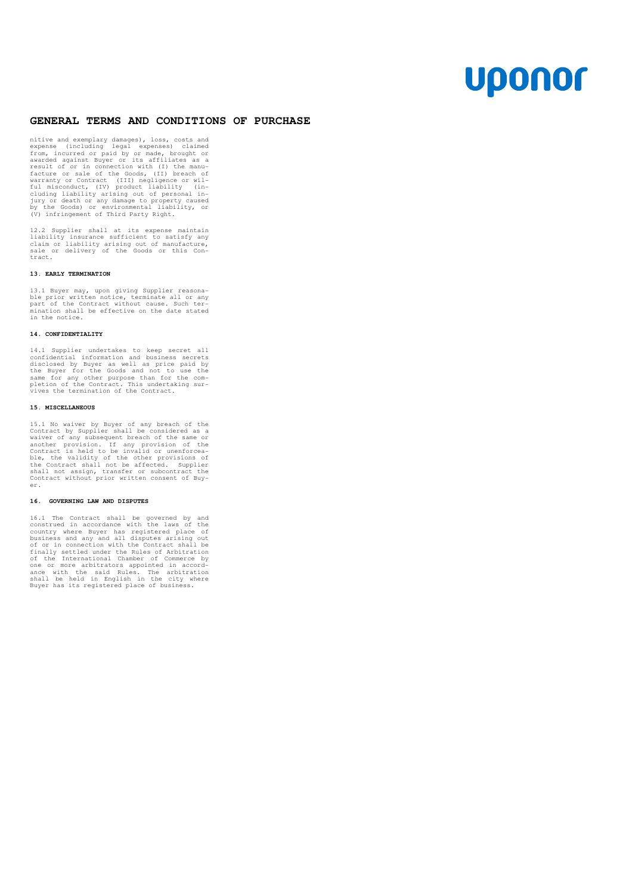# GENERAL TERMS AND CONDITIONS OF PURCHASE

nitive and exemplary damages), loss, costs and expense (including legal expenses) claimed from, incurred or paid by or made, brought or awarded against Buyer or its affiliates as a result of or in connection with (I) the manufacture or sale of the Goods, (II) breach of warranty or Contract (III) negligence or wilful misconduct, (IV) product liability (including liability arising out of personal injury or death or any damage to property caused by the Goods) or environmental liability, or (V) infringement of Third Party Right.

12.2 Supplier shall at its expense maintain liability insurance sufficient to satisfy any claim or liability arising out of manufacture, sale or delivery of the Goods or this Contract.

### 13. EARLY TERMINATION

13.1 Buyer may, upon giving Supplier reasonable prior written notice, terminate all or any part of the Contract without cause. Such termination shall be effective on the date stated in the notice.

### 14. CONFIDENTIALITY

14.1 Supplier undertakes to keep secret all confidential information and business secrets disclosed by Buyer as well as price paid by the Buyer for the Goods and not to use the same for any other purpose than for the completion of the Contract. This undertaking survives the termination of the Contract.

### 15. MISCELLANEOUS

15.1 No waiver by Buyer of any breach of the Contract by Supplier shall be considered as a waiver of any subsequent breach of the same or another provision. If any provision of the Contract is held to be invalid or unenforceable, the validity of the other provisions of the Contract shall not be affected. Supplier shall not assign, transfer or subcontract the Contract without prior written consent of Buyer.

### 16. GOVERNING LAW AND DISPUTES

16.1 The Contract shall be governed by and construed in accordance with the laws of the country where Buyer has registered place of business and any and all disputes arising out of or in connection with the Contract shall be finally settled under the Rules of Arbitration of the International Chamber of Commerce by one or more arbitrators appointed in accordance with the said Rules. The arbitration shall be held in English in the city where Buyer has its registered place of business.